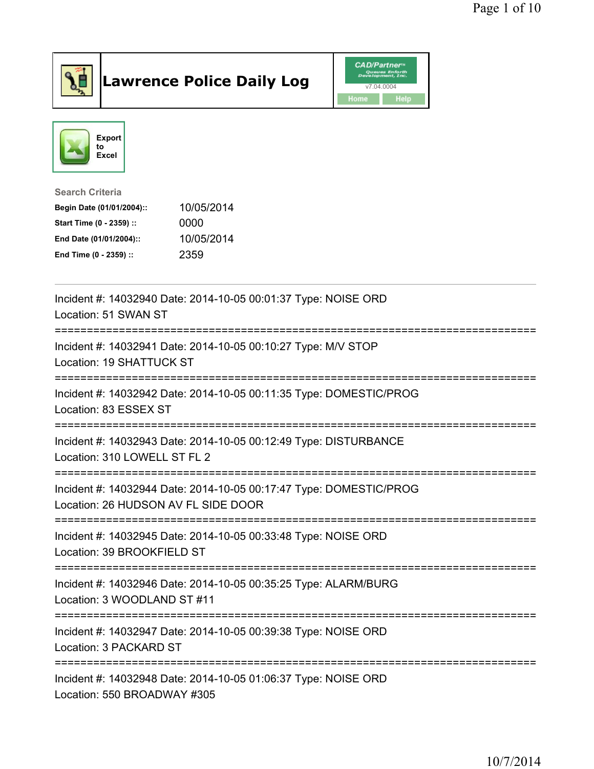# Lawrence Police Daily Log

Export to Excel

**Search Criteria**

| | |
|---|---|
| **Begin Date (01/01/2004)::** | 10/05/2014 |
| **Start Time (0 - 2359) ::** | 0000 |
| **End Date (01/01/2004)::** | 10/05/2014 |
| **End Time (0 - 2359) ::** | 2359 |

---

Incident #: 14032940 Date: 2014-10-05 00:01:37 Type: NOISE ORD
Location: 51 SWAN ST

===========================================================================

Incident #: 14032941 Date: 2014-10-05 00:10:27 Type: M/V STOP
Location: 19 SHATTUCK ST

===========================================================================

Incident #: 14032942 Date: 2014-10-05 00:11:35 Type: DOMESTIC/PROG
Location: 83 ESSEX ST

===========================================================================

Incident #: 14032943 Date: 2014-10-05 00:12:49 Type: DISTURBANCE
Location: 310 LOWELL ST FL 2

===========================================================================

Incident #: 14032944 Date: 2014-10-05 00:17:47 Type: DOMESTIC/PROG
Location: 26 HUDSON AV FL SIDE DOOR

===========================================================================

Incident #: 14032945 Date: 2014-10-05 00:33:48 Type: NOISE ORD
Location: 39 BROOKFIELD ST

===========================================================================

Incident #: 14032946 Date: 2014-10-05 00:35:25 Type: ALARM/BURG
Location: 3 WOODLAND ST #11

===========================================================================

Incident #: 14032947 Date: 2014-10-05 00:39:38 Type: NOISE ORD
Location: 3 PACKARD ST

===========================================================================

Incident #: 14032948 Date: 2014-10-05 01:06:37 Type: NOISE ORD
Location: 550 BROADWAY #305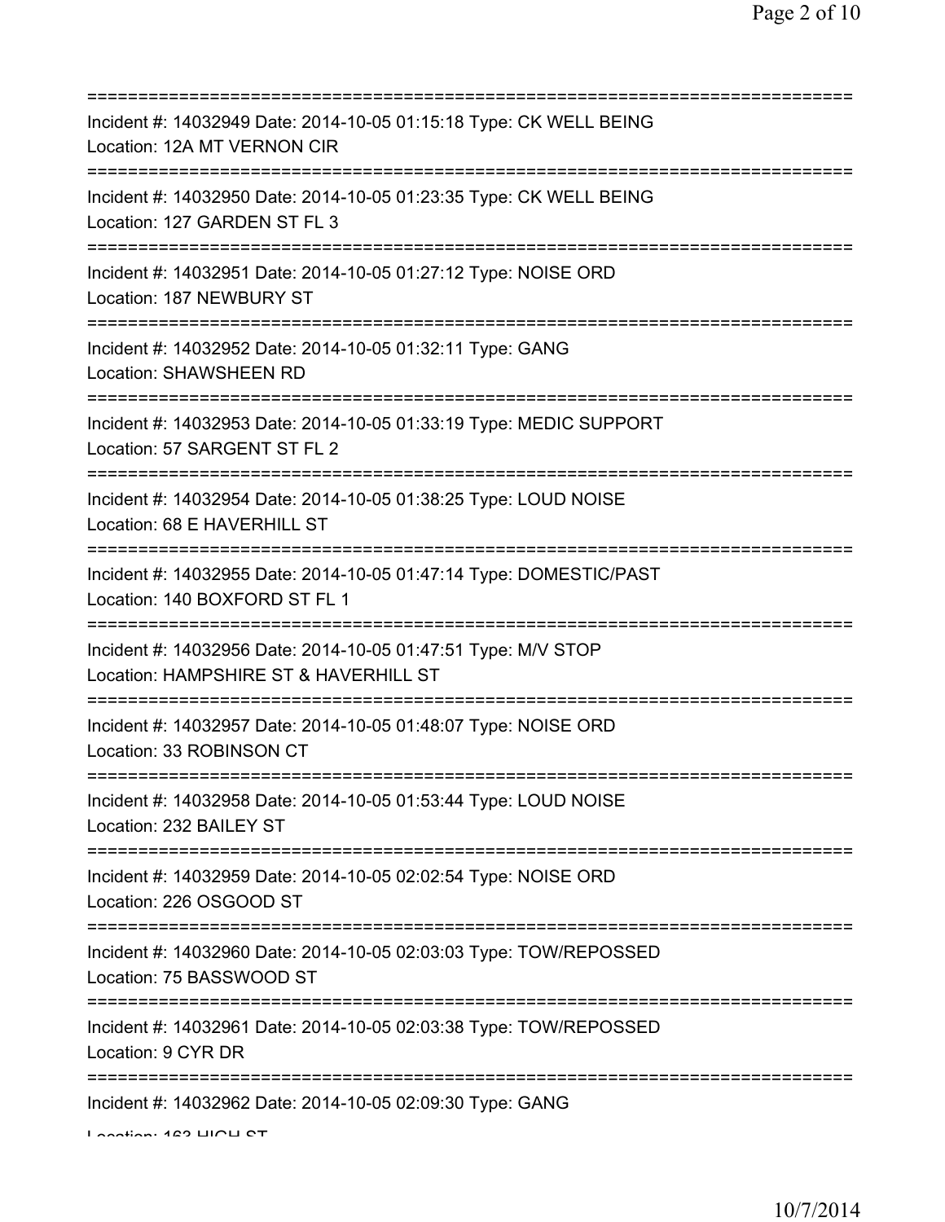===========================================================================

Incident #: 14032949 Date: 2014-10-05 01:15:18 Type: CK WELL BEING
Location: 12A MT VERNON CIR

===========================================================================

Incident #: 14032950 Date: 2014-10-05 01:23:35 Type: CK WELL BEING
Location: 127 GARDEN ST FL 3

===========================================================================

Incident #: 14032951 Date: 2014-10-05 01:27:12 Type: NOISE ORD
Location: 187 NEWBURY ST

===========================================================================

Incident #: 14032952 Date: 2014-10-05 01:32:11 Type: GANG
Location: SHAWSHEEN RD

===========================================================================

Incident #: 14032953 Date: 2014-10-05 01:33:19 Type: MEDIC SUPPORT
Location: 57 SARGENT ST FL 2

===========================================================================

Incident #: 14032954 Date: 2014-10-05 01:38:25 Type: LOUD NOISE
Location: 68 E HAVERHILL ST

===========================================================================

Incident #: 14032955 Date: 2014-10-05 01:47:14 Type: DOMESTIC/PAST
Location: 140 BOXFORD ST FL 1

===========================================================================

Incident #: 14032956 Date: 2014-10-05 01:47:51 Type: M/V STOP
Location: HAMPSHIRE ST & HAVERHILL ST

===========================================================================

Incident #: 14032957 Date: 2014-10-05 01:48:07 Type: NOISE ORD
Location: 33 ROBINSON CT

===========================================================================

Incident #: 14032958 Date: 2014-10-05 01:53:44 Type: LOUD NOISE
Location: 232 BAILEY ST

===========================================================================

Incident #: 14032959 Date: 2014-10-05 02:02:54 Type: NOISE ORD
Location: 226 OSGOOD ST

===========================================================================

Incident #: 14032960 Date: 2014-10-05 02:03:03 Type: TOW/REPOSSED
Location: 75 BASSWOOD ST

===========================================================================

Incident #: 14032961 Date: 2014-10-05 02:03:38 Type: TOW/REPOSSED
Location: 9 CYR DR

===========================================================================

Incident #: 14032962 Date: 2014-10-05 02:09:30 Type: GANG
Location: 163 HIGH ST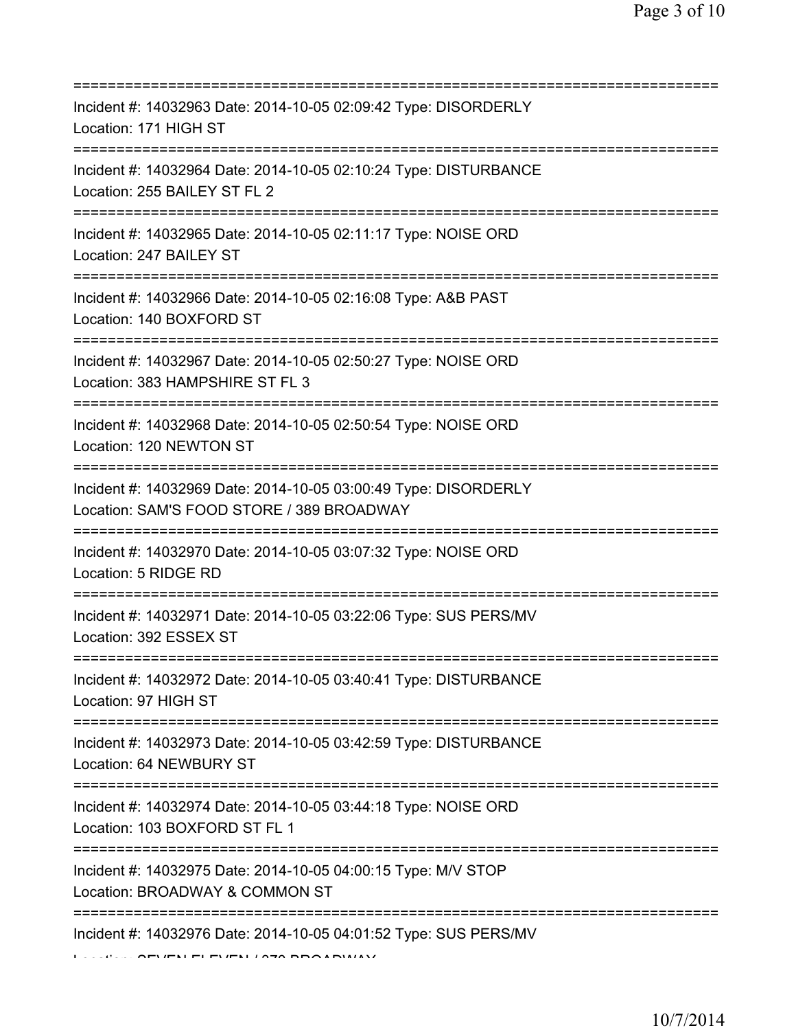===========================================================================
Incident #: 14032963 Date: 2014-10-05 02:09:42 Type: DISORDERLY
Location: 171 HIGH ST
===========================================================================
Incident #: 14032964 Date: 2014-10-05 02:10:24 Type: DISTURBANCE
Location: 255 BAILEY ST FL 2
===========================================================================
Incident #: 14032965 Date: 2014-10-05 02:11:17 Type: NOISE ORD
Location: 247 BAILEY ST
===========================================================================
Incident #: 14032966 Date: 2014-10-05 02:16:08 Type: A&B PAST
Location: 140 BOXFORD ST
===========================================================================
Incident #: 14032967 Date: 2014-10-05 02:50:27 Type: NOISE ORD
Location: 383 HAMPSHIRE ST FL 3
===========================================================================
Incident #: 14032968 Date: 2014-10-05 02:50:54 Type: NOISE ORD
Location: 120 NEWTON ST
===========================================================================
Incident #: 14032969 Date: 2014-10-05 03:00:49 Type: DISORDERLY
Location: SAM'S FOOD STORE / 389 BROADWAY
===========================================================================
Incident #: 14032970 Date: 2014-10-05 03:07:32 Type: NOISE ORD
Location: 5 RIDGE RD
===========================================================================
Incident #: 14032971 Date: 2014-10-05 03:22:06 Type: SUS PERS/MV
Location: 392 ESSEX ST
===========================================================================
Incident #: 14032972 Date: 2014-10-05 03:40:41 Type: DISTURBANCE
Location: 97 HIGH ST
===========================================================================
Incident #: 14032973 Date: 2014-10-05 03:42:59 Type: DISTURBANCE
Location: 64 NEWBURY ST
===========================================================================
Incident #: 14032974 Date: 2014-10-05 03:44:18 Type: NOISE ORD
Location: 103 BOXFORD ST FL 1
===========================================================================
Incident #: 14032975 Date: 2014-10-05 04:00:15 Type: M/V STOP
Location: BROADWAY & COMMON ST
===========================================================================
Incident #: 14032976 Date: 2014-10-05 04:01:52 Type: SUS PERS/MV
Location: SEVEN ELEVEN / 370 BROADWAY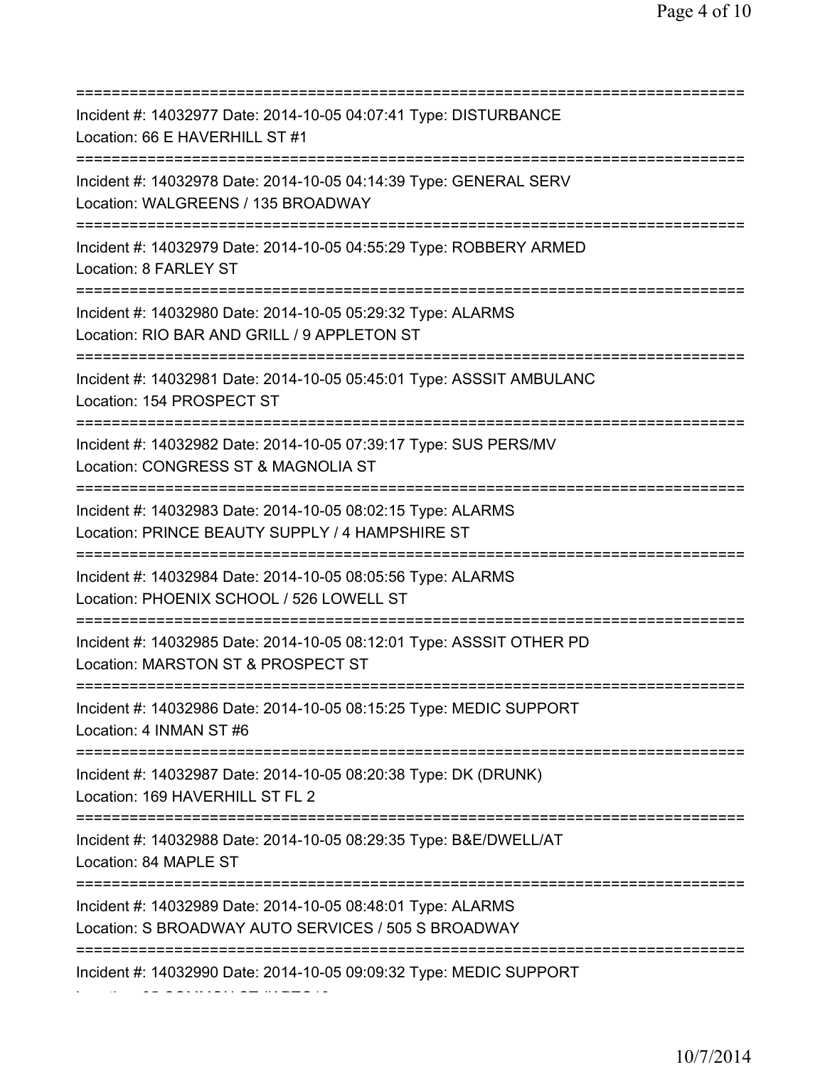===========================================================================
Incident #: 14032977 Date: 2014-10-05 04:07:41 Type: DISTURBANCE
Location: 66 E HAVERHILL ST #1
===========================================================================
Incident #: 14032978 Date: 2014-10-05 04:14:39 Type: GENERAL SERV
Location: WALGREENS / 135 BROADWAY
===========================================================================
Incident #: 14032979 Date: 2014-10-05 04:55:29 Type: ROBBERY ARMED
Location: 8 FARLEY ST
===========================================================================
Incident #: 14032980 Date: 2014-10-05 05:29:32 Type: ALARMS
Location: RIO BAR AND GRILL / 9 APPLETON ST
===========================================================================
Incident #: 14032981 Date: 2014-10-05 05:45:01 Type: ASSSIT AMBULANC
Location: 154 PROSPECT ST
===========================================================================
Incident #: 14032982 Date: 2014-10-05 07:39:17 Type: SUS PERS/MV
Location: CONGRESS ST & MAGNOLIA ST
===========================================================================
Incident #: 14032983 Date: 2014-10-05 08:02:15 Type: ALARMS
Location: PRINCE BEAUTY SUPPLY / 4 HAMPSHIRE ST
===========================================================================
Incident #: 14032984 Date: 2014-10-05 08:05:56 Type: ALARMS
Location: PHOENIX SCHOOL / 526 LOWELL ST
===========================================================================
Incident #: 14032985 Date: 2014-10-05 08:12:01 Type: ASSSIT OTHER PD
Location: MARSTON ST & PROSPECT ST
===========================================================================
Incident #: 14032986 Date: 2014-10-05 08:15:25 Type: MEDIC SUPPORT
Location: 4 INMAN ST #6
===========================================================================
Incident #: 14032987 Date: 2014-10-05 08:20:38 Type: DK (DRUNK)
Location: 169 HAVERHILL ST FL 2
===========================================================================
Incident #: 14032988 Date: 2014-10-05 08:29:35 Type: B&E/DWELL/AT
Location: 84 MAPLE ST
===========================================================================
Incident #: 14032989 Date: 2014-10-05 08:48:01 Type: ALARMS
Location: S BROADWAY AUTO SERVICES / 505 S BROADWAY
===========================================================================
Incident #: 14032990 Date: 2014-10-05 09:09:32 Type: MEDIC SUPPORT
Location: 25 COMMON ST #APTS18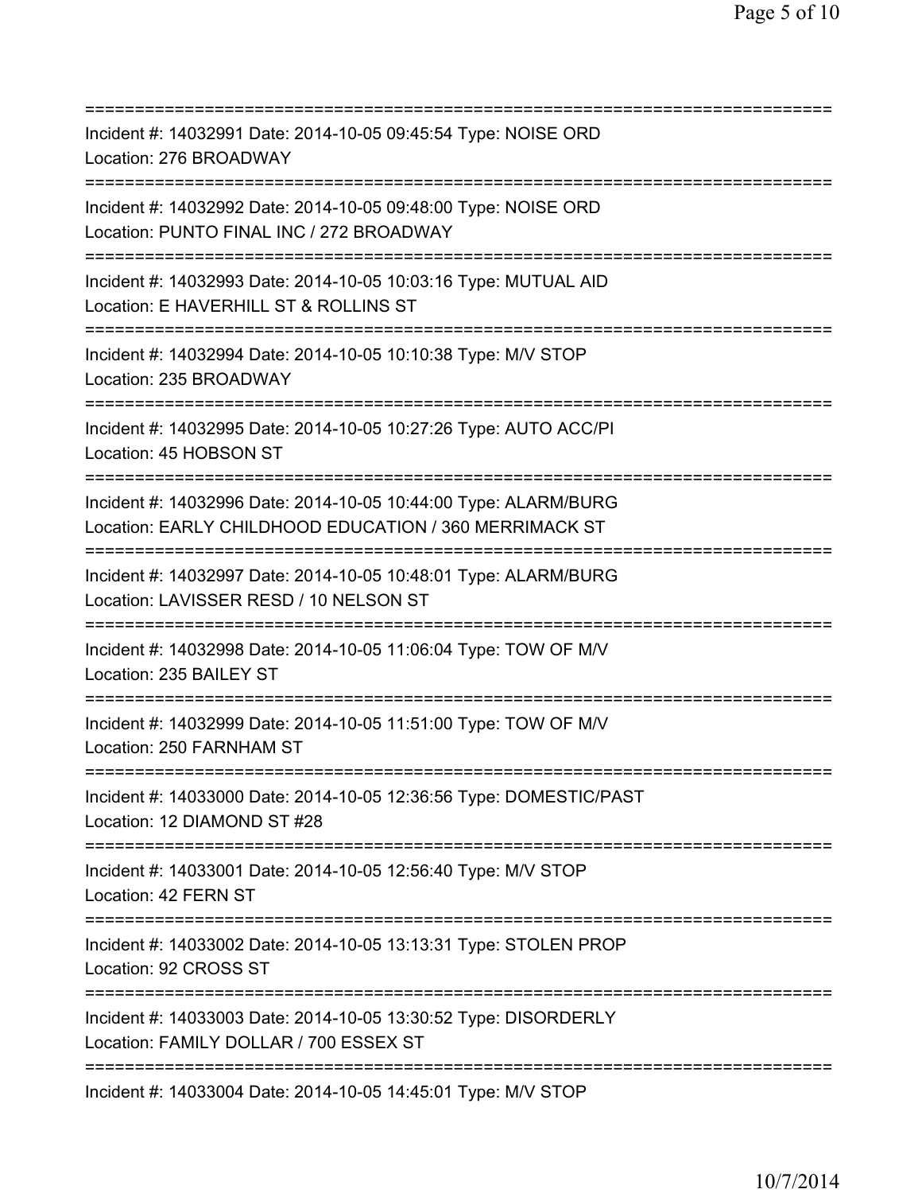===========================================================================
Incident #: 14032991 Date: 2014-10-05 09:45:54 Type: NOISE ORD
Location: 276 BROADWAY
===========================================================================
Incident #: 14032992 Date: 2014-10-05 09:48:00 Type: NOISE ORD
Location: PUNTO FINAL INC / 272 BROADWAY
===========================================================================
Incident #: 14032993 Date: 2014-10-05 10:03:16 Type: MUTUAL AID
Location: E HAVERHILL ST & ROLLINS ST
===========================================================================
Incident #: 14032994 Date: 2014-10-05 10:10:38 Type: M/V STOP
Location: 235 BROADWAY
===========================================================================
Incident #: 14032995 Date: 2014-10-05 10:27:26 Type: AUTO ACC/PI
Location: 45 HOBSON ST
===========================================================================
Incident #: 14032996 Date: 2014-10-05 10:44:00 Type: ALARM/BURG
Location: EARLY CHILDHOOD EDUCATION / 360 MERRIMACK ST
===========================================================================
Incident #: 14032997 Date: 2014-10-05 10:48:01 Type: ALARM/BURG
Location: LAVISSER RESD / 10 NELSON ST
===========================================================================
Incident #: 14032998 Date: 2014-10-05 11:06:04 Type: TOW OF M/V
Location: 235 BAILEY ST
===========================================================================
Incident #: 14032999 Date: 2014-10-05 11:51:00 Type: TOW OF M/V
Location: 250 FARNHAM ST
===========================================================================
Incident #: 14033000 Date: 2014-10-05 12:36:56 Type: DOMESTIC/PAST
Location: 12 DIAMOND ST #28
===========================================================================
Incident #: 14033001 Date: 2014-10-05 12:56:40 Type: M/V STOP
Location: 42 FERN ST
===========================================================================
Incident #: 14033002 Date: 2014-10-05 13:13:31 Type: STOLEN PROP
Location: 92 CROSS ST
===========================================================================
Incident #: 14033003 Date: 2014-10-05 13:30:52 Type: DISORDERLY
Location: FAMILY DOLLAR / 700 ESSEX ST
===========================================================================
Incident #: 14033004 Date: 2014-10-05 14:45:01 Type: M/V STOP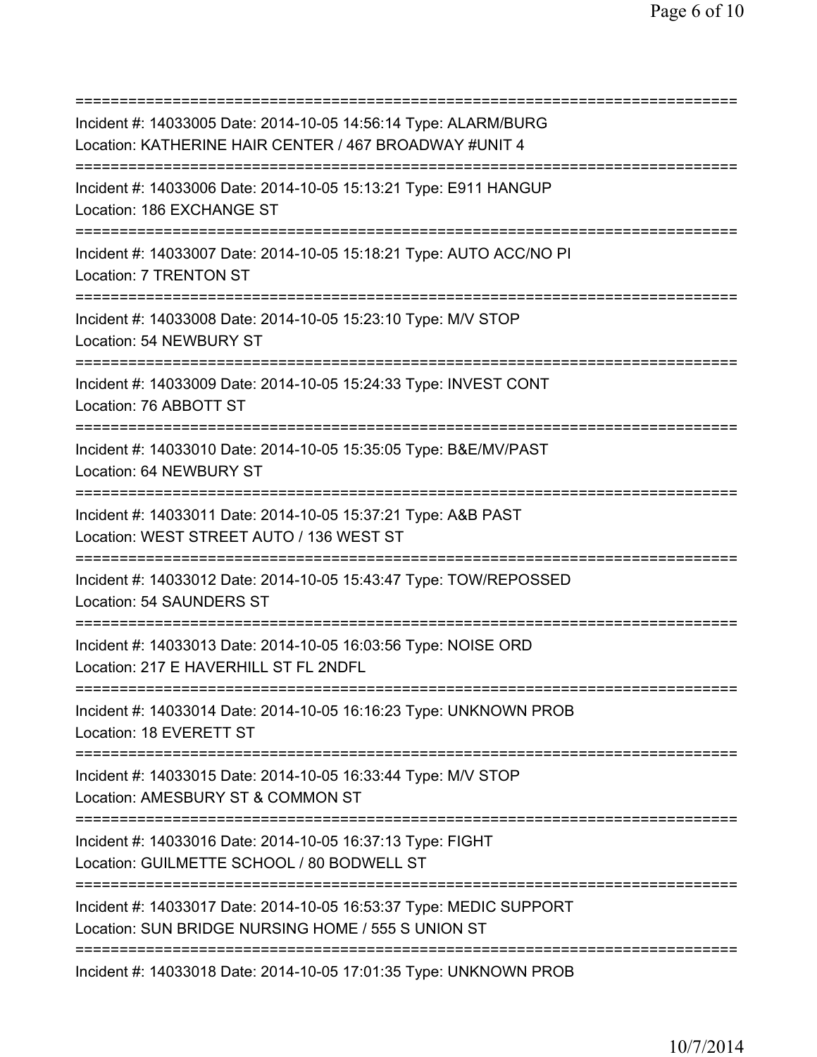===========================================================================
Incident #: 14033005 Date: 2014-10-05 14:56:14 Type: ALARM/BURG
Location: KATHERINE HAIR CENTER / 467 BROADWAY #UNIT 4
===========================================================================
Incident #: 14033006 Date: 2014-10-05 15:13:21 Type: E911 HANGUP
Location: 186 EXCHANGE ST
===========================================================================
Incident #: 14033007 Date: 2014-10-05 15:18:21 Type: AUTO ACC/NO PI
Location: 7 TRENTON ST
===========================================================================
Incident #: 14033008 Date: 2014-10-05 15:23:10 Type: M/V STOP
Location: 54 NEWBURY ST
===========================================================================
Incident #: 14033009 Date: 2014-10-05 15:24:33 Type: INVEST CONT
Location: 76 ABBOTT ST
===========================================================================
Incident #: 14033010 Date: 2014-10-05 15:35:05 Type: B&E/MV/PAST
Location: 64 NEWBURY ST
===========================================================================
Incident #: 14033011 Date: 2014-10-05 15:37:21 Type: A&B PAST
Location: WEST STREET AUTO / 136 WEST ST
===========================================================================
Incident #: 14033012 Date: 2014-10-05 15:43:47 Type: TOW/REPOSSED
Location: 54 SAUNDERS ST
===========================================================================
Incident #: 14033013 Date: 2014-10-05 16:03:56 Type: NOISE ORD
Location: 217 E HAVERHILL ST FL 2NDFL
===========================================================================
Incident #: 14033014 Date: 2014-10-05 16:16:23 Type: UNKNOWN PROB
Location: 18 EVERETT ST
===========================================================================
Incident #: 14033015 Date: 2014-10-05 16:33:44 Type: M/V STOP
Location: AMESBURY ST & COMMON ST
===========================================================================
Incident #: 14033016 Date: 2014-10-05 16:37:13 Type: FIGHT
Location: GUILMETTE SCHOOL / 80 BODWELL ST
===========================================================================
Incident #: 14033017 Date: 2014-10-05 16:53:37 Type: MEDIC SUPPORT
Location: SUN BRIDGE NURSING HOME / 555 S UNION ST
===========================================================================
Incident #: 14033018 Date: 2014-10-05 17:01:35 Type: UNKNOWN PROB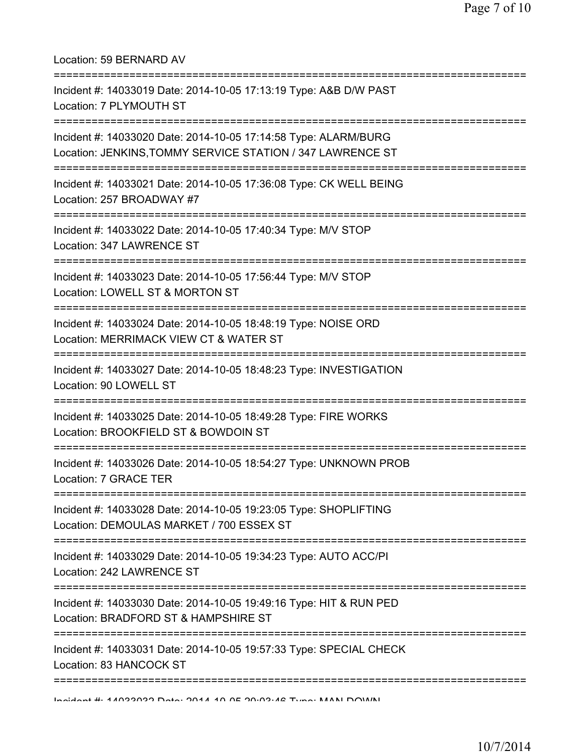Location: 59 BERNARD AV

===========================================================================

Incident #: 14033019 Date: 2014-10-05 17:13:19 Type: A&B D/W PAST
Location: 7 PLYMOUTH ST

===========================================================================

Incident #: 14033020 Date: 2014-10-05 17:14:58 Type: ALARM/BURG
Location: JENKINS,TOMMY SERVICE STATION / 347 LAWRENCE ST

===========================================================================

Incident #: 14033021 Date: 2014-10-05 17:36:08 Type: CK WELL BEING
Location: 257 BROADWAY #7

===========================================================================

Incident #: 14033022 Date: 2014-10-05 17:40:34 Type: M/V STOP
Location: 347 LAWRENCE ST

===========================================================================

Incident #: 14033023 Date: 2014-10-05 17:56:44 Type: M/V STOP
Location: LOWELL ST & MORTON ST

===========================================================================

Incident #: 14033024 Date: 2014-10-05 18:48:19 Type: NOISE ORD
Location: MERRIMACK VIEW CT & WATER ST

===========================================================================

Incident #: 14033027 Date: 2014-10-05 18:48:23 Type: INVESTIGATION
Location: 90 LOWELL ST

===========================================================================

Incident #: 14033025 Date: 2014-10-05 18:49:28 Type: FIRE WORKS
Location: BROOKFIELD ST & BOWDOIN ST

===========================================================================

Incident #: 14033026 Date: 2014-10-05 18:54:27 Type: UNKNOWN PROB
Location: 7 GRACE TER

===========================================================================

Incident #: 14033028 Date: 2014-10-05 19:23:05 Type: SHOPLIFTING
Location: DEMOULAS MARKET / 700 ESSEX ST

===========================================================================

Incident #: 14033029 Date: 2014-10-05 19:34:23 Type: AUTO ACC/PI
Location: 242 LAWRENCE ST

===========================================================================

Incident #: 14033030 Date: 2014-10-05 19:49:16 Type: HIT & RUN PED
Location: BRADFORD ST & HAMPSHIRE ST

===========================================================================

Incident #: 14033031 Date: 2014-10-05 19:57:33 Type: SPECIAL CHECK
Location: 83 HANCOCK ST

===========================================================================

Incident #: 14033032 Date: 2014-10-05 20:03:46 Type: MAN DOWN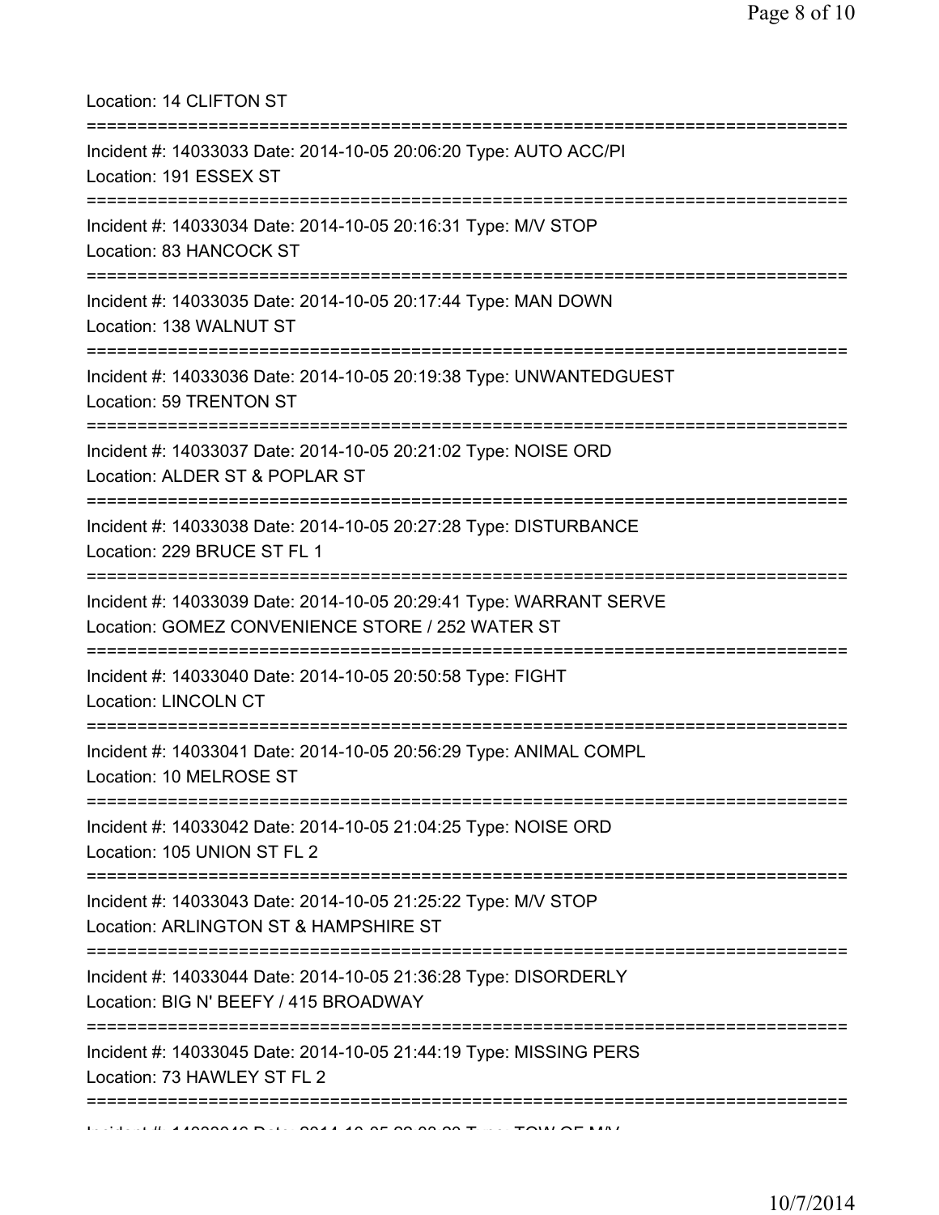Location: 14 CLIFTON ST

===========================================================================

Incident #: 14033033 Date: 2014-10-05 20:06:20 Type: AUTO ACC/PI
Location: 191 ESSEX ST

===========================================================================

Incident #: 14033034 Date: 2014-10-05 20:16:31 Type: M/V STOP
Location: 83 HANCOCK ST

===========================================================================

Incident #: 14033035 Date: 2014-10-05 20:17:44 Type: MAN DOWN
Location: 138 WALNUT ST

===========================================================================

Incident #: 14033036 Date: 2014-10-05 20:19:38 Type: UNWANTEDGUEST
Location: 59 TRENTON ST

===========================================================================

Incident #: 14033037 Date: 2014-10-05 20:21:02 Type: NOISE ORD
Location: ALDER ST & POPLAR ST

===========================================================================

Incident #: 14033038 Date: 2014-10-05 20:27:28 Type: DISTURBANCE
Location: 229 BRUCE ST FL 1

===========================================================================

Incident #: 14033039 Date: 2014-10-05 20:29:41 Type: WARRANT SERVE
Location: GOMEZ CONVENIENCE STORE / 252 WATER ST

===========================================================================

Incident #: 14033040 Date: 2014-10-05 20:50:58 Type: FIGHT
Location: LINCOLN CT

===========================================================================

Incident #: 14033041 Date: 2014-10-05 20:56:29 Type: ANIMAL COMPL
Location: 10 MELROSE ST

===========================================================================

Incident #: 14033042 Date: 2014-10-05 21:04:25 Type: NOISE ORD
Location: 105 UNION ST FL 2

===========================================================================

Incident #: 14033043 Date: 2014-10-05 21:25:22 Type: M/V STOP
Location: ARLINGTON ST & HAMPSHIRE ST

===========================================================================

Incident #: 14033044 Date: 2014-10-05 21:36:28 Type: DISORDERLY
Location: BIG N' BEEFY / 415 BROADWAY

===========================================================================

Incident #: 14033045 Date: 2014-10-05 21:44:19 Type: MISSING PERS
Location: 73 HAWLEY ST FL 2

===========================================================================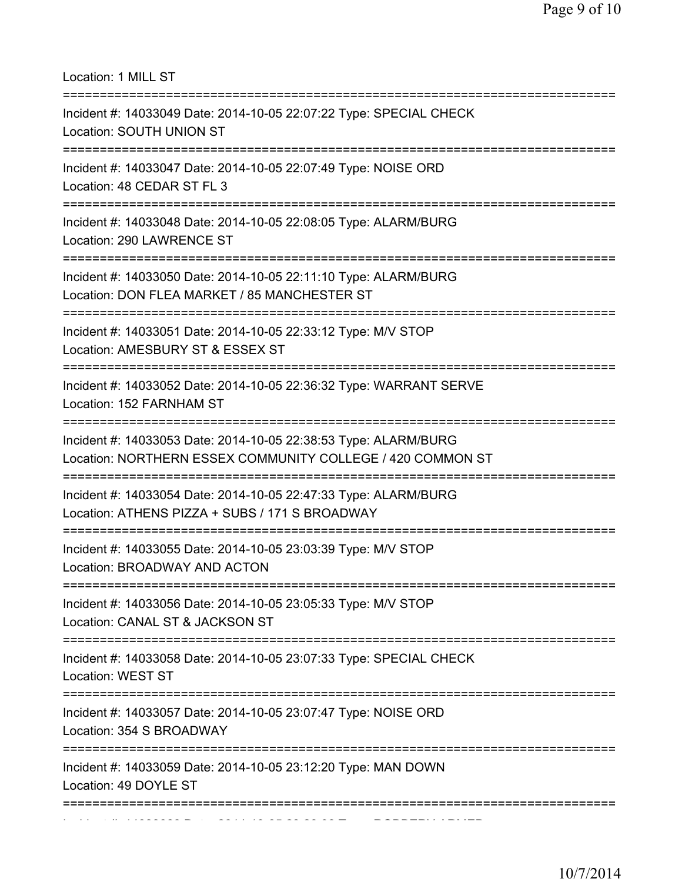Location: 1 MILL ST

===========================================================================

Incident #: 14033049 Date: 2014-10-05 22:07:22 Type: SPECIAL CHECK
Location: SOUTH UNION ST

===========================================================================

Incident #: 14033047 Date: 2014-10-05 22:07:49 Type: NOISE ORD
Location: 48 CEDAR ST FL 3

===========================================================================

Incident #: 14033048 Date: 2014-10-05 22:08:05 Type: ALARM/BURG
Location: 290 LAWRENCE ST

===========================================================================

Incident #: 14033050 Date: 2014-10-05 22:11:10 Type: ALARM/BURG
Location: DON FLEA MARKET / 85 MANCHESTER ST

===========================================================================

Incident #: 14033051 Date: 2014-10-05 22:33:12 Type: M/V STOP
Location: AMESBURY ST & ESSEX ST

===========================================================================

Incident #: 14033052 Date: 2014-10-05 22:36:32 Type: WARRANT SERVE
Location: 152 FARNHAM ST

===========================================================================

Incident #: 14033053 Date: 2014-10-05 22:38:53 Type: ALARM/BURG
Location: NORTHERN ESSEX COMMUNITY COLLEGE / 420 COMMON ST

===========================================================================

Incident #: 14033054 Date: 2014-10-05 22:47:33 Type: ALARM/BURG
Location: ATHENS PIZZA + SUBS / 171 S BROADWAY

===========================================================================

Incident #: 14033055 Date: 2014-10-05 23:03:39 Type: M/V STOP
Location: BROADWAY AND ACTON

===========================================================================

Incident #: 14033056 Date: 2014-10-05 23:05:33 Type: M/V STOP
Location: CANAL ST & JACKSON ST

===========================================================================

Incident #: 14033058 Date: 2014-10-05 23:07:33 Type: SPECIAL CHECK
Location: WEST ST

===========================================================================

Incident #: 14033057 Date: 2014-10-05 23:07:47 Type: NOISE ORD
Location: 354 S BROADWAY

===========================================================================

Incident #: 14033059 Date: 2014-10-05 23:12:20 Type: MAN DOWN
Location: 49 DOYLE ST

===========================================================================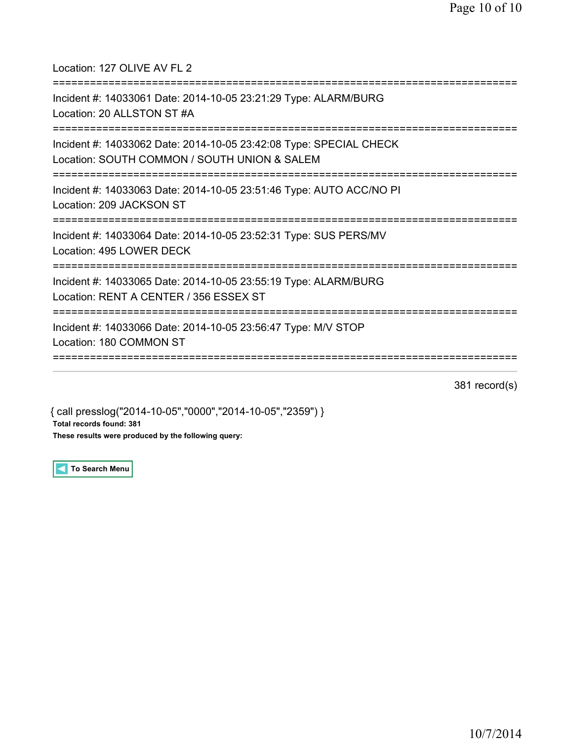Location: 127 OLIVE AV FL 2

===========================================================================

Incident #: 14033061 Date: 2014-10-05 23:21:29 Type: ALARM/BURG

Location: 20 ALLSTON ST #A

===========================================================================

Incident #: 14033062 Date: 2014-10-05 23:42:08 Type: SPECIAL CHECK

Location: SOUTH COMMON / SOUTH UNION & SALEM

===========================================================================

Incident #: 14033063 Date: 2014-10-05 23:51:46 Type: AUTO ACC/NO PI

Location: 209 JACKSON ST

===========================================================================

Incident #: 14033064 Date: 2014-10-05 23:52:31 Type: SUS PERS/MV

Location: 495 LOWER DECK

===========================================================================

Incident #: 14033065 Date: 2014-10-05 23:55:19 Type: ALARM/BURG

Location: RENT A CENTER / 356 ESSEX ST

===========================================================================

Incident #: 14033066 Date: 2014-10-05 23:56:47 Type: M/V STOP

Location: 180 COMMON ST

===========================================================================

381 record(s)

{ call presslog("2014-10-05","0000","2014-10-05","2359") }

**Total records found: 381**

**These results were produced by the following query:**

**To Search Menu**